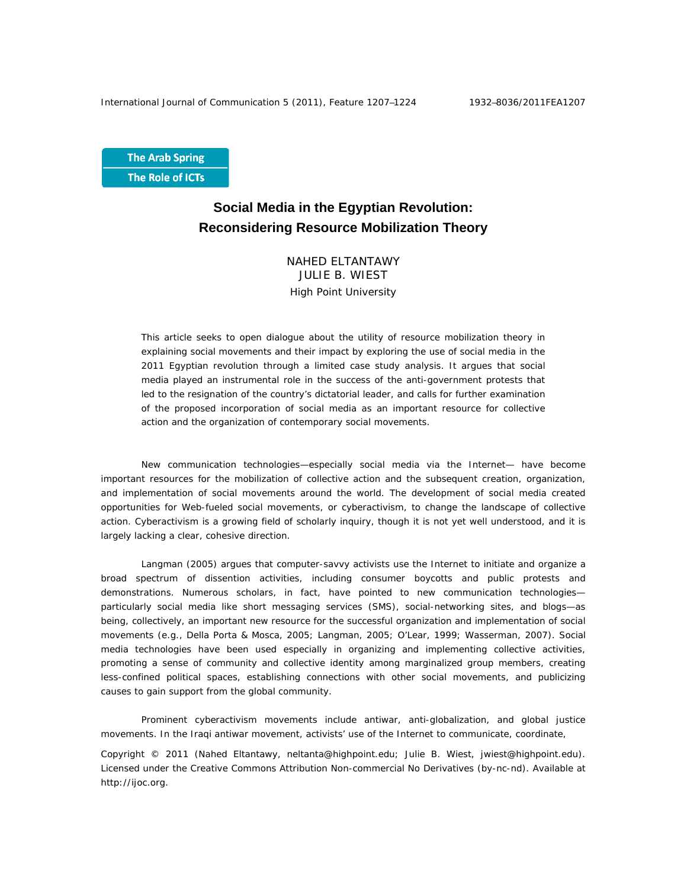The Arab Spring
The Role of ICTs

# Social Media in the Egyptian Revolution: Reconsidering Resource Mobilization Theory

NAHED ELTANTAWY
JULIE B. WIEST
High Point University

This article seeks to open dialogue about the utility of resource mobilization theory in explaining social movements and their impact by exploring the use of social media in the 2011 Egyptian revolution through a limited case study analysis. It argues that social media played an instrumental role in the success of the anti-government protests that led to the resignation of the country's dictatorial leader, and calls for further examination of the proposed incorporation of social media as an important resource for collective action and the organization of contemporary social movements.

New communication technologies—especially social media via the Internet— have become important resources for the mobilization of collective action and the subsequent creation, organization, and implementation of social movements around the world. The development of social media created opportunities for Web-fueled social movements, or cyberactivism, to change the landscape of collective action. Cyberactivism is a growing field of scholarly inquiry, though it is not yet well understood, and it is largely lacking a clear, cohesive direction.

Langman (2005) argues that computer-savvy activists use the Internet to initiate and organize a broad spectrum of dissention activities, including consumer boycotts and public protests and demonstrations. Numerous scholars, in fact, have pointed to new communication technologies—particularly social media like short messaging services (SMS), social-networking sites, and blogs—as being, collectively, an important new resource for the successful organization and implementation of social movements (e.g., Della Porta & Mosca, 2005; Langman, 2005; O'Lear, 1999; Wasserman, 2007). Social media technologies have been used especially in organizing and implementing collective activities, promoting a sense of community and collective identity among marginalized group members, creating less-confined political spaces, establishing connections with other social movements, and publicizing causes to gain support from the global community.

Prominent cyberactivism movements include antiwar, anti-globalization, and global justice movements. In the Iraqi antiwar movement, activists' use of the Internet to communicate, coordinate,

Copyright © 2011 (Nahed Eltantawy, neltanta@highpoint.edu; Julie B. Wiest, jwiest@highpoint.edu). Licensed under the Creative Commons Attribution Non-commercial No Derivatives (by-nc-nd). Available at http://ijoc.org.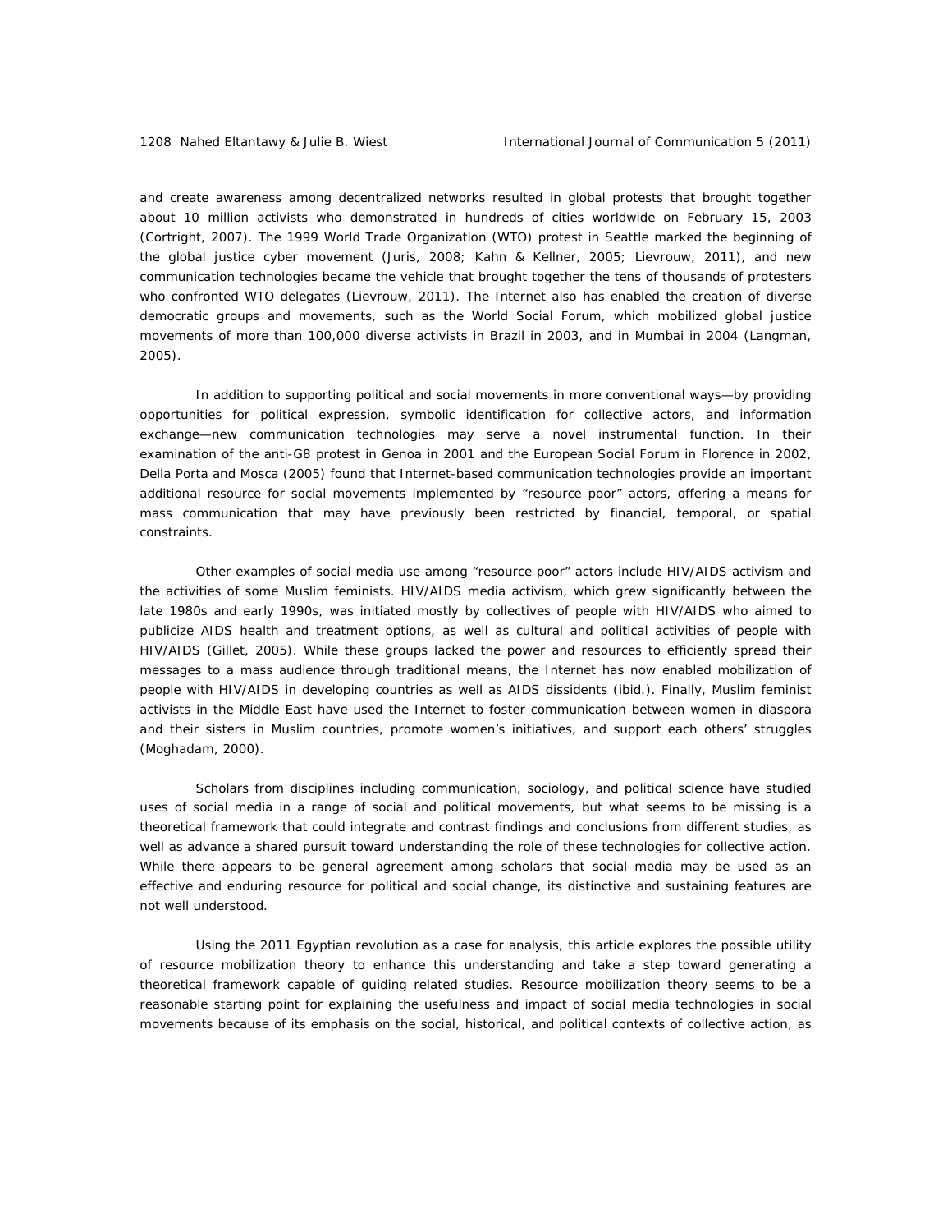and create awareness among decentralized networks resulted in global protests that brought together about 10 million activists who demonstrated in hundreds of cities worldwide on February 15, 2003 (Cortright, 2007). The 1999 World Trade Organization (WTO) protest in Seattle marked the beginning of the global justice cyber movement (Juris, 2008; Kahn & Kellner, 2005; Lievrouw, 2011), and new communication technologies became the vehicle that brought together the tens of thousands of protesters who confronted WTO delegates (Lievrouw, 2011). The Internet also has enabled the creation of diverse democratic groups and movements, such as the World Social Forum, which mobilized global justice movements of more than 100,000 diverse activists in Brazil in 2003, and in Mumbai in 2004 (Langman, 2005).

In addition to supporting political and social movements in more conventional ways—by providing opportunities for political expression, symbolic identification for collective actors, and information exchange—new communication technologies may serve a novel instrumental function. In their examination of the anti-G8 protest in Genoa in 2001 and the European Social Forum in Florence in 2002, Della Porta and Mosca (2005) found that Internet-based communication technologies provide an important additional resource for social movements implemented by "resource poor" actors, offering a means for mass communication that may have previously been restricted by financial, temporal, or spatial constraints.

Other examples of social media use among "resource poor" actors include HIV/AIDS activism and the activities of some Muslim feminists. HIV/AIDS media activism, which grew significantly between the late 1980s and early 1990s, was initiated mostly by collectives of people with HIV/AIDS who aimed to publicize AIDS health and treatment options, as well as cultural and political activities of people with HIV/AIDS (Gillet, 2005). While these groups lacked the power and resources to efficiently spread their messages to a mass audience through traditional means, the Internet has now enabled mobilization of people with HIV/AIDS in developing countries as well as AIDS dissidents (ibid.). Finally, Muslim feminist activists in the Middle East have used the Internet to foster communication between women in diaspora and their sisters in Muslim countries, promote women's initiatives, and support each others' struggles (Moghadam, 2000).

Scholars from disciplines including communication, sociology, and political science have studied uses of social media in a range of social and political movements, but what seems to be missing is a theoretical framework that could integrate and contrast findings and conclusions from different studies, as well as advance a shared pursuit toward understanding the role of these technologies for collective action. While there appears to be general agreement among scholars that social media may be used as an effective and enduring resource for political and social change, its distinctive and sustaining features are not well understood.

Using the 2011 Egyptian revolution as a case for analysis, this article explores the possible utility of resource mobilization theory to enhance this understanding and take a step toward generating a theoretical framework capable of guiding related studies. Resource mobilization theory seems to be a reasonable starting point for explaining the usefulness and impact of social media technologies in social movements because of its emphasis on the social, historical, and political contexts of collective action, as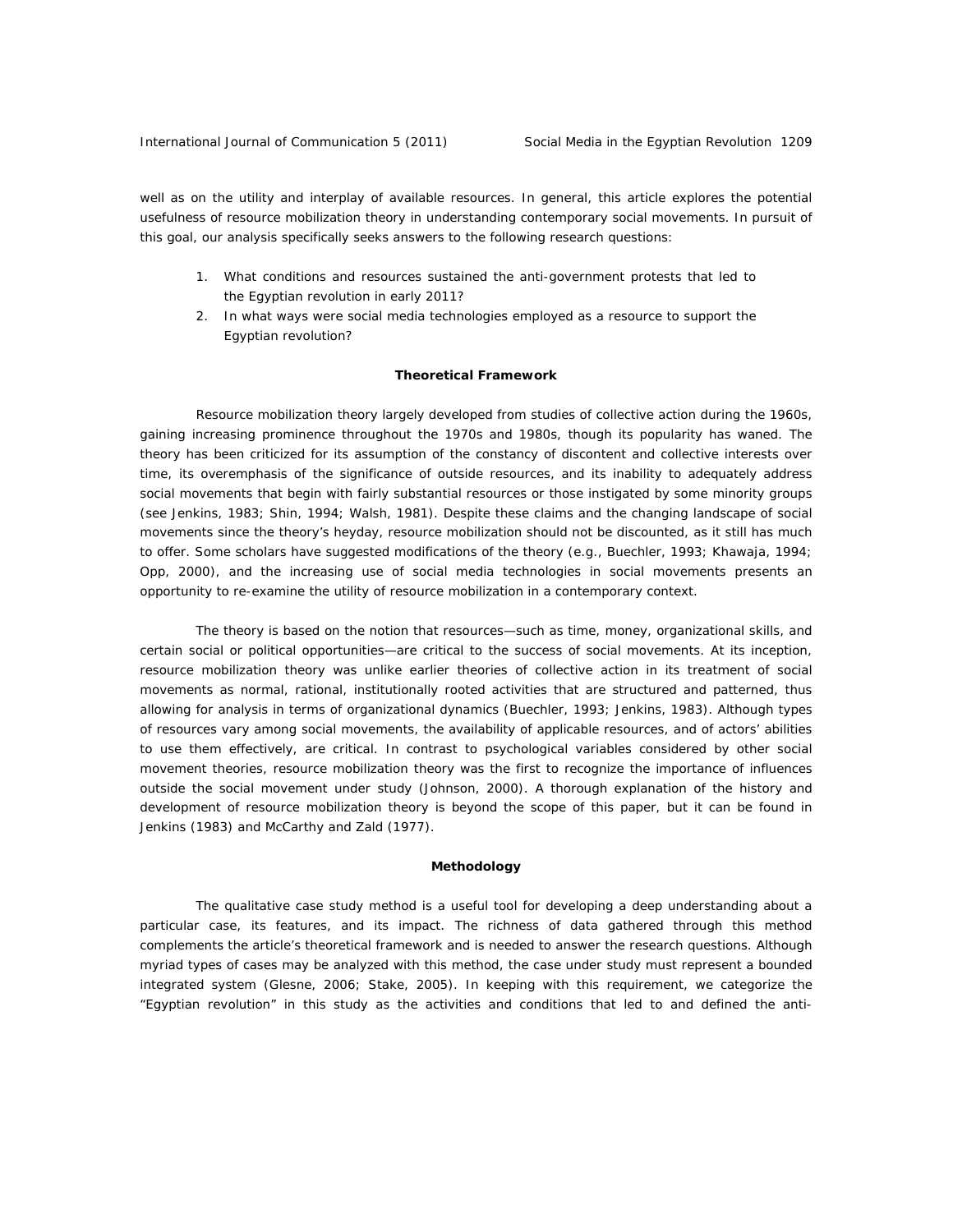well as on the utility and interplay of available resources. In general, this article explores the potential usefulness of resource mobilization theory in understanding contemporary social movements. In pursuit of this goal, our analysis specifically seeks answers to the following research questions:

1. *What conditions and resources sustained the anti-government protests that led to the Egyptian revolution in early 2011?*
2. *In what ways were social media technologies employed as a resource to support the Egyptian revolution?*

## Theoretical Framework

Resource mobilization theory largely developed from studies of collective action during the 1960s, gaining increasing prominence throughout the 1970s and 1980s, though its popularity has waned. The theory has been criticized for its assumption of the constancy of discontent and collective interests over time, its overemphasis of the significance of outside resources, and its inability to adequately address social movements that begin with fairly substantial resources or those instigated by some minority groups (see Jenkins, 1983; Shin, 1994; Walsh, 1981). Despite these claims and the changing landscape of social movements since the theory's heyday, resource mobilization should not be discounted, as it still has much to offer. Some scholars have suggested modifications of the theory (e.g., Buechler, 1993; Khawaja, 1994; Opp, 2000), and the increasing use of social media technologies in social movements presents an opportunity to re-examine the utility of resource mobilization in a contemporary context.

The theory is based on the notion that resources—such as time, money, organizational skills, and certain social or political opportunities—are critical to the success of social movements. At its inception, resource mobilization theory was unlike earlier theories of collective action in its treatment of social movements as normal, rational, institutionally rooted activities that are structured and patterned, thus allowing for analysis in terms of organizational dynamics (Buechler, 1993; Jenkins, 1983). Although types of resources vary among social movements, the availability of applicable resources, and of actors' abilities to use them effectively, are critical. In contrast to psychological variables considered by other social movement theories, resource mobilization theory was the first to recognize the importance of influences outside the social movement under study (Johnson, 2000). A thorough explanation of the history and development of resource mobilization theory is beyond the scope of this paper, but it can be found in Jenkins (1983) and McCarthy and Zald (1977).

## Methodology

The qualitative case study method is a useful tool for developing a deep understanding about a particular case, its features, and its impact. The richness of data gathered through this method complements the article's theoretical framework and is needed to answer the research questions. Although myriad types of cases may be analyzed with this method, the case under study must represent a bounded integrated system (Glesne, 2006; Stake, 2005). In keeping with this requirement, we categorize the "Egyptian revolution" in this study as the activities and conditions that led to and defined the anti-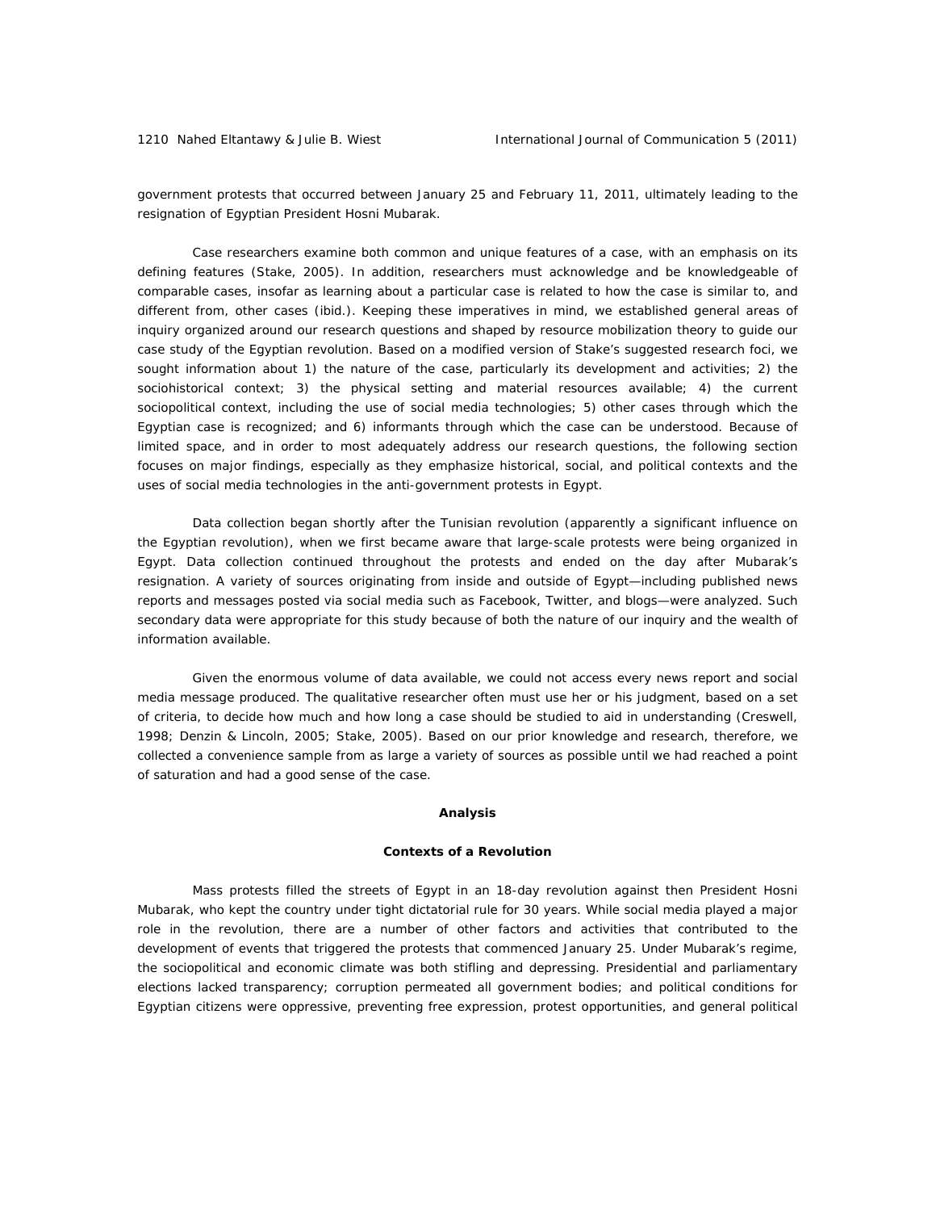government protests that occurred between January 25 and February 11, 2011, ultimately leading to the resignation of Egyptian President Hosni Mubarak.

Case researchers examine both common and unique features of a case, with an emphasis on its defining features (Stake, 2005). In addition, researchers must acknowledge and be knowledgeable of comparable cases, insofar as learning about a particular case is related to how the case is similar to, and different from, other cases (ibid.). Keeping these imperatives in mind, we established general areas of inquiry organized around our research questions and shaped by resource mobilization theory to guide our case study of the Egyptian revolution. Based on a modified version of Stake's suggested research foci, we sought information about 1) the nature of the case, particularly its development and activities; 2) the sociohistorical context; 3) the physical setting and material resources available; 4) the current sociopolitical context, including the use of social media technologies; 5) other cases through which the Egyptian case is recognized; and 6) informants through which the case can be understood. Because of limited space, and in order to most adequately address our research questions, the following section focuses on major findings, especially as they emphasize historical, social, and political contexts and the uses of social media technologies in the anti-government protests in Egypt.

Data collection began shortly after the Tunisian revolution (apparently a significant influence on the Egyptian revolution), when we first became aware that large-scale protests were being organized in Egypt. Data collection continued throughout the protests and ended on the day after Mubarak's resignation. A variety of sources originating from inside and outside of Egypt—including published news reports and messages posted via social media such as Facebook, Twitter, and blogs—were analyzed. Such secondary data were appropriate for this study because of both the nature of our inquiry and the wealth of information available.

Given the enormous volume of data available, we could not access every news report and social media message produced. The qualitative researcher often must use her or his judgment, based on a set of criteria, to decide how much and how long a case should be studied to aid in understanding (Creswell, 1998; Denzin & Lincoln, 2005; Stake, 2005). Based on our prior knowledge and research, therefore, we collected a convenience sample from as large a variety of sources as possible until we had reached a point of saturation and had a good sense of the case.

## Analysis

### Contexts of a Revolution

Mass protests filled the streets of Egypt in an 18-day revolution against then President Hosni Mubarak, who kept the country under tight dictatorial rule for 30 years. While social media played a major role in the revolution, there are a number of other factors and activities that contributed to the development of events that triggered the protests that commenced January 25. Under Mubarak's regime, the sociopolitical and economic climate was both stifling and depressing. Presidential and parliamentary elections lacked transparency; corruption permeated all government bodies; and political conditions for Egyptian citizens were oppressive, preventing free expression, protest opportunities, and general political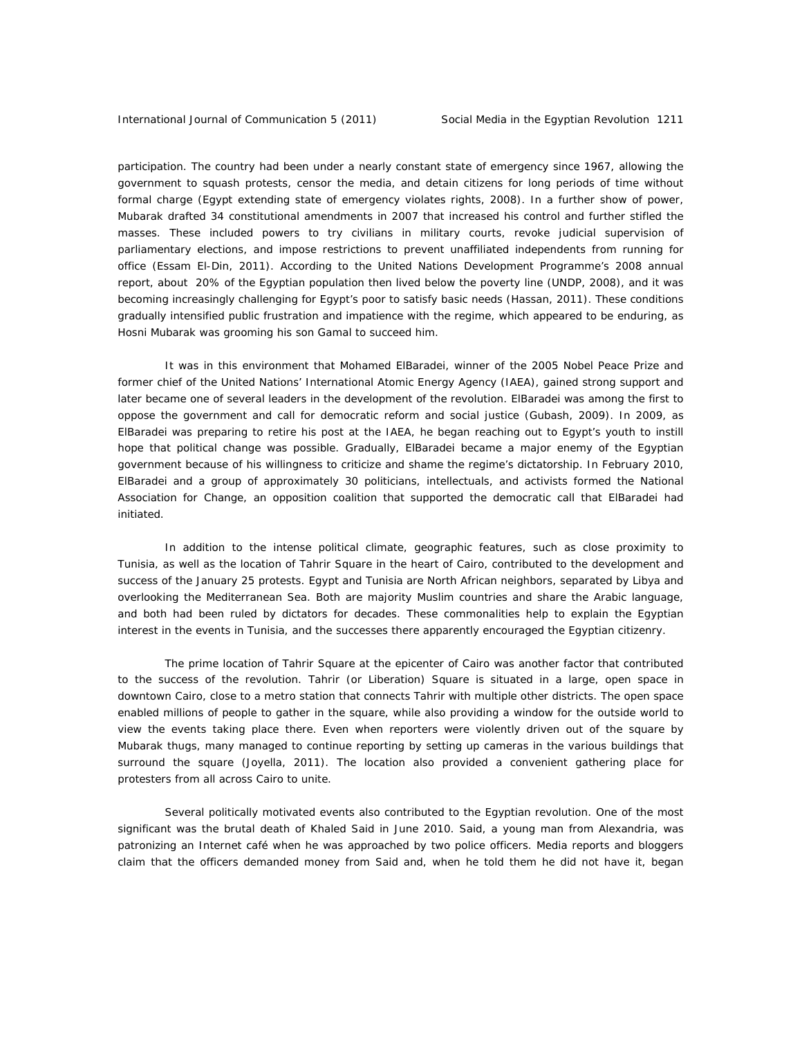participation. The country had been under a nearly constant state of emergency since 1967, allowing the government to squash protests, censor the media, and detain citizens for long periods of time without formal charge (Egypt extending state of emergency violates rights, 2008). In a further show of power, Mubarak drafted 34 constitutional amendments in 2007 that increased his control and further stifled the masses. These included powers to try civilians in military courts, revoke judicial supervision of parliamentary elections, and impose restrictions to prevent unaffiliated independents from running for office (Essam El-Din, 2011). According to the United Nations Development Programme's 2008 annual report, about 20% of the Egyptian population then lived below the poverty line (UNDP, 2008), and it was becoming increasingly challenging for Egypt's poor to satisfy basic needs (Hassan, 2011). These conditions gradually intensified public frustration and impatience with the regime, which appeared to be enduring, as Hosni Mubarak was grooming his son Gamal to succeed him.

It was in this environment that Mohamed ElBaradei, winner of the 2005 Nobel Peace Prize and former chief of the United Nations' International Atomic Energy Agency (IAEA), gained strong support and later became one of several leaders in the development of the revolution. ElBaradei was among the first to oppose the government and call for democratic reform and social justice (Gubash, 2009). In 2009, as ElBaradei was preparing to retire his post at the IAEA, he began reaching out to Egypt's youth to instill hope that political change was possible. Gradually, ElBaradei became a major enemy of the Egyptian government because of his willingness to criticize and shame the regime's dictatorship. In February 2010, ElBaradei and a group of approximately 30 politicians, intellectuals, and activists formed the National Association for Change, an opposition coalition that supported the democratic call that ElBaradei had initiated.

In addition to the intense political climate, geographic features, such as close proximity to Tunisia, as well as the location of Tahrir Square in the heart of Cairo, contributed to the development and success of the January 25 protests. Egypt and Tunisia are North African neighbors, separated by Libya and overlooking the Mediterranean Sea. Both are majority Muslim countries and share the Arabic language, and both had been ruled by dictators for decades. These commonalities help to explain the Egyptian interest in the events in Tunisia, and the successes there apparently encouraged the Egyptian citizenry.

The prime location of Tahrir Square at the epicenter of Cairo was another factor that contributed to the success of the revolution. Tahrir (or Liberation) Square is situated in a large, open space in downtown Cairo, close to a metro station that connects Tahrir with multiple other districts. The open space enabled millions of people to gather in the square, while also providing a window for the outside world to view the events taking place there. Even when reporters were violently driven out of the square by Mubarak thugs, many managed to continue reporting by setting up cameras in the various buildings that surround the square (Joyella, 2011). The location also provided a convenient gathering place for protesters from all across Cairo to unite.

Several politically motivated events also contributed to the Egyptian revolution. One of the most significant was the brutal death of Khaled Said in June 2010. Said, a young man from Alexandria, was patronizing an Internet café when he was approached by two police officers. Media reports and bloggers claim that the officers demanded money from Said and, when he told them he did not have it, began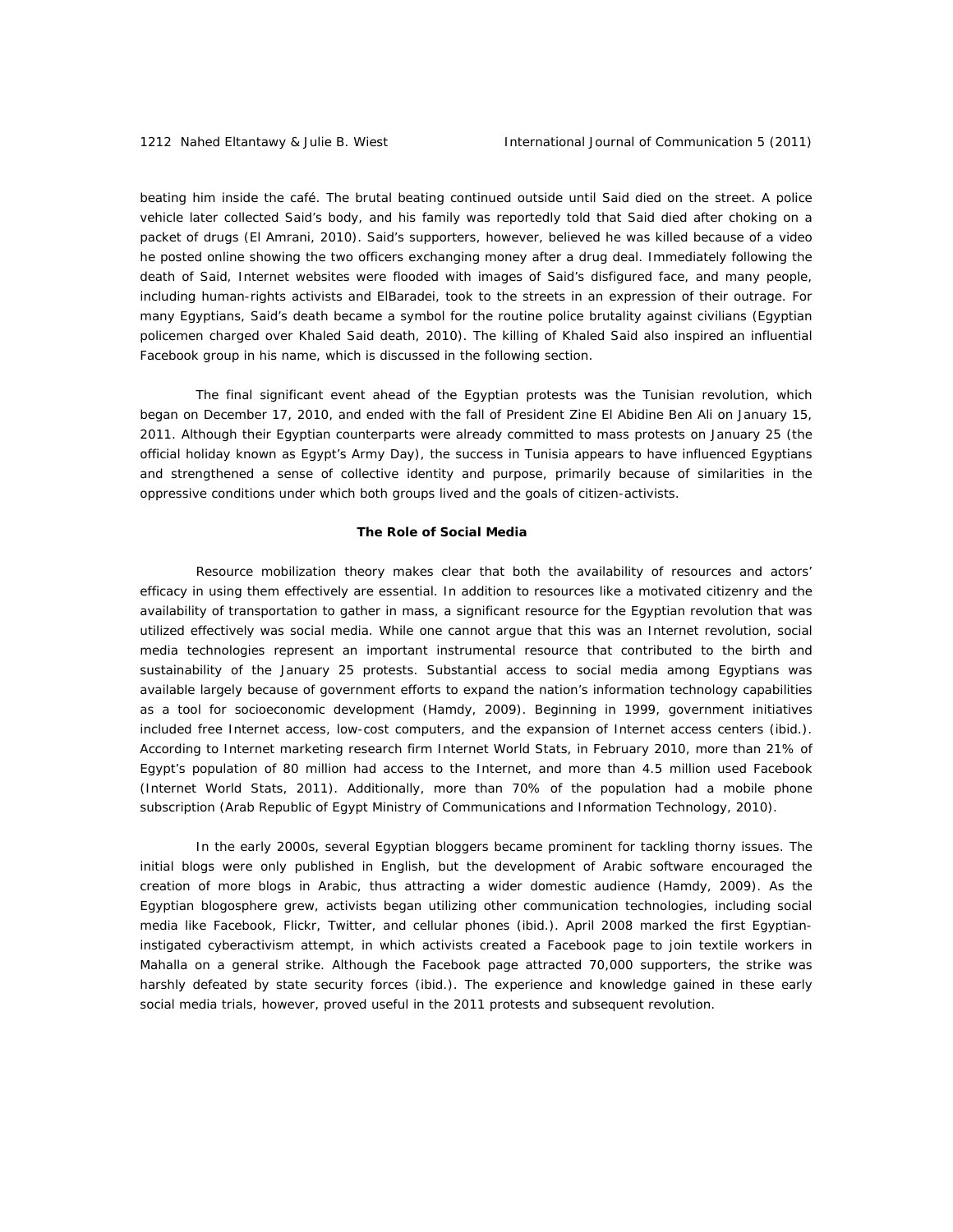beating him inside the café. The brutal beating continued outside until Said died on the street. A police vehicle later collected Said's body, and his family was reportedly told that Said died after choking on a packet of drugs (El Amrani, 2010). Said's supporters, however, believed he was killed because of a video he posted online showing the two officers exchanging money after a drug deal. Immediately following the death of Said, Internet websites were flooded with images of Said's disfigured face, and many people, including human-rights activists and ElBaradei, took to the streets in an expression of their outrage. For many Egyptians, Said's death became a symbol for the routine police brutality against civilians (Egyptian policemen charged over Khaled Said death, 2010). The killing of Khaled Said also inspired an influential Facebook group in his name, which is discussed in the following section.

The final significant event ahead of the Egyptian protests was the Tunisian revolution, which began on December 17, 2010, and ended with the fall of President Zine El Abidine Ben Ali on January 15, 2011. Although their Egyptian counterparts were already committed to mass protests on January 25 (the official holiday known as Egypt's Army Day), the success in Tunisia appears to have influenced Egyptians and strengthened a sense of collective identity and purpose, primarily because of similarities in the oppressive conditions under which both groups lived and the goals of citizen-activists.

## The Role of Social Media

Resource mobilization theory makes clear that both the availability of resources and actors' efficacy in using them effectively are essential. In addition to resources like a motivated citizenry and the availability of transportation to gather in mass, a significant resource for the Egyptian revolution that was utilized effectively was social media. While one cannot argue that this was an Internet revolution, social media technologies represent an important instrumental resource that contributed to the birth and sustainability of the January 25 protests. Substantial access to social media among Egyptians was available largely because of government efforts to expand the nation's information technology capabilities as a tool for socioeconomic development (Hamdy, 2009). Beginning in 1999, government initiatives included free Internet access, low-cost computers, and the expansion of Internet access centers (ibid.). According to Internet marketing research firm Internet World Stats, in February 2010, more than 21% of Egypt's population of 80 million had access to the Internet, and more than 4.5 million used Facebook (Internet World Stats, 2011). Additionally, more than 70% of the population had a mobile phone subscription (Arab Republic of Egypt Ministry of Communications and Information Technology, 2010).

In the early 2000s, several Egyptian bloggers became prominent for tackling thorny issues. The initial blogs were only published in English, but the development of Arabic software encouraged the creation of more blogs in Arabic, thus attracting a wider domestic audience (Hamdy, 2009). As the Egyptian blogosphere grew, activists began utilizing other communication technologies, including social media like Facebook, Flickr, Twitter, and cellular phones (ibid.). April 2008 marked the first Egyptian-instigated cyberactivism attempt, in which activists created a Facebook page to join textile workers in Mahalla on a general strike. Although the Facebook page attracted 70,000 supporters, the strike was harshly defeated by state security forces (ibid.). The experience and knowledge gained in these early social media trials, however, proved useful in the 2011 protests and subsequent revolution.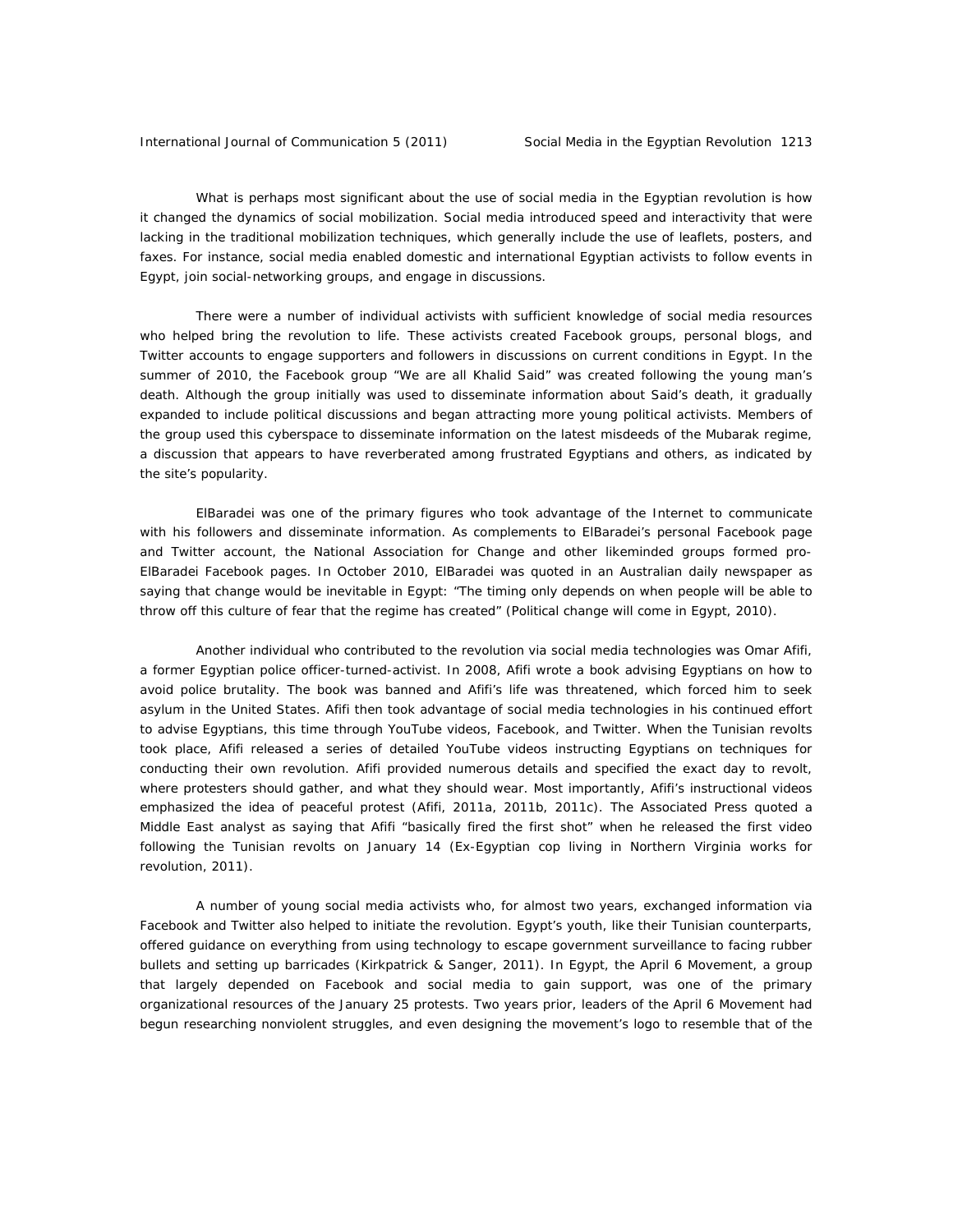What is perhaps most significant about the use of social media in the Egyptian revolution is how it changed the dynamics of social mobilization. Social media introduced speed and interactivity that were lacking in the traditional mobilization techniques, which generally include the use of leaflets, posters, and faxes. For instance, social media enabled domestic and international Egyptian activists to follow events in Egypt, join social-networking groups, and engage in discussions.

There were a number of individual activists with sufficient knowledge of social media resources who helped bring the revolution to life. These activists created Facebook groups, personal blogs, and Twitter accounts to engage supporters and followers in discussions on current conditions in Egypt. In the summer of 2010, the Facebook group "We are all Khalid Said" was created following the young man's death. Although the group initially was used to disseminate information about Said's death, it gradually expanded to include political discussions and began attracting more young political activists. Members of the group used this cyberspace to disseminate information on the latest misdeeds of the Mubarak regime, a discussion that appears to have reverberated among frustrated Egyptians and others, as indicated by the site's popularity.

ElBaradei was one of the primary figures who took advantage of the Internet to communicate with his followers and disseminate information. As complements to ElBaradei's personal Facebook page and Twitter account, the National Association for Change and other likeminded groups formed pro-ElBaradei Facebook pages. In October 2010, ElBaradei was quoted in an Australian daily newspaper as saying that change would be inevitable in Egypt: "The timing only depends on when people will be able to throw off this culture of fear that the regime has created" (Political change will come in Egypt, 2010).

Another individual who contributed to the revolution via social media technologies was Omar Afifi, a former Egyptian police officer-turned-activist. In 2008, Afifi wrote a book advising Egyptians on how to avoid police brutality. The book was banned and Afifi's life was threatened, which forced him to seek asylum in the United States. Afifi then took advantage of social media technologies in his continued effort to advise Egyptians, this time through YouTube videos, Facebook, and Twitter. When the Tunisian revolts took place, Afifi released a series of detailed YouTube videos instructing Egyptians on techniques for conducting their own revolution. Afifi provided numerous details and specified the exact day to revolt, where protesters should gather, and what they should wear. Most importantly, Afifi's instructional videos emphasized the idea of peaceful protest (Afifi, 2011a, 2011b, 2011c). The Associated Press quoted a Middle East analyst as saying that Afifi "basically fired the first shot" when he released the first video following the Tunisian revolts on January 14 (Ex-Egyptian cop living in Northern Virginia works for revolution, 2011).

A number of young social media activists who, for almost two years, exchanged information via Facebook and Twitter also helped to initiate the revolution. Egypt's youth, like their Tunisian counterparts, offered guidance on everything from using technology to escape government surveillance to facing rubber bullets and setting up barricades (Kirkpatrick & Sanger, 2011). In Egypt, the April 6 Movement, a group that largely depended on Facebook and social media to gain support, was one of the primary organizational resources of the January 25 protests. Two years prior, leaders of the April 6 Movement had begun researching nonviolent struggles, and even designing the movement's logo to resemble that of the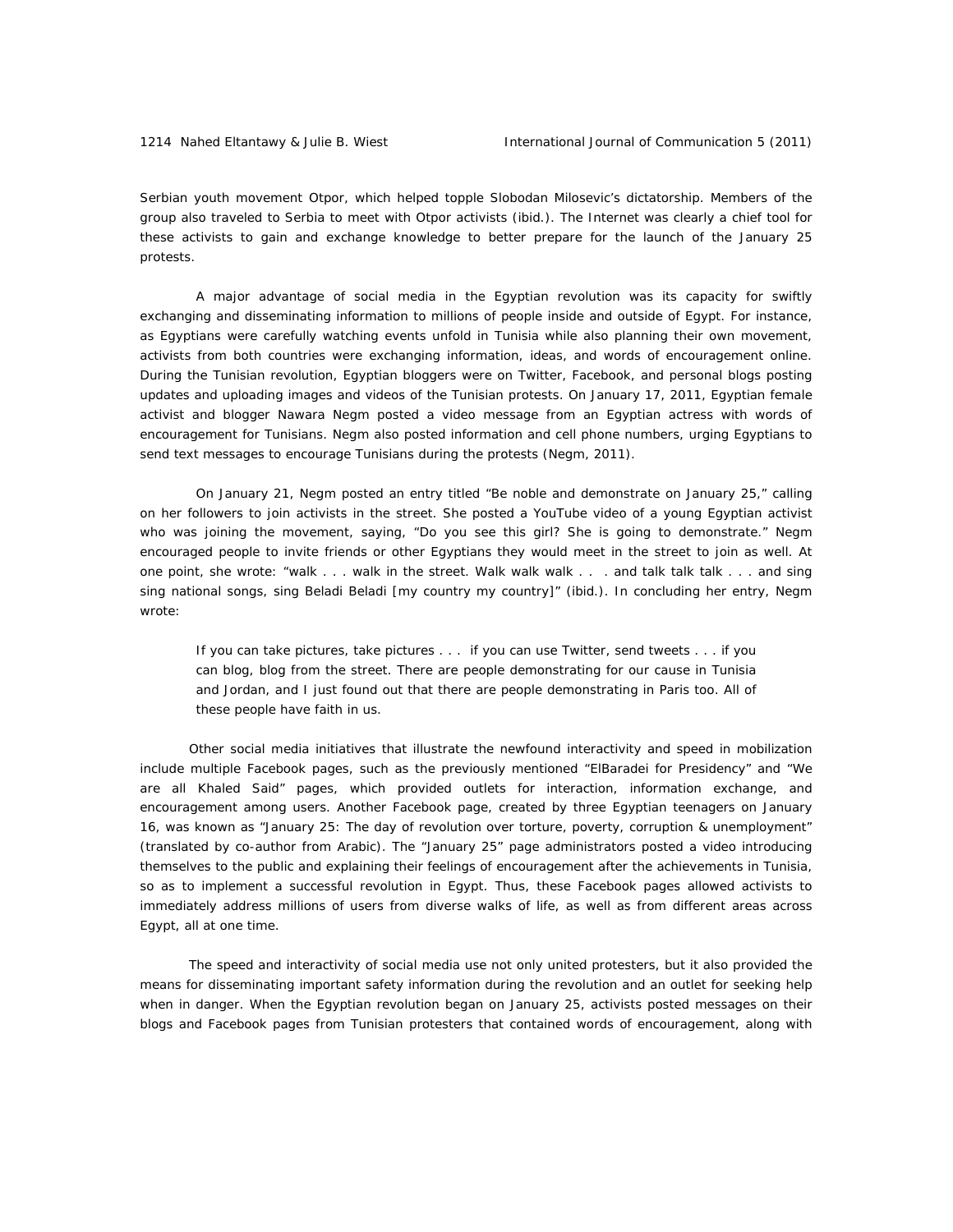Serbian youth movement Otpor, which helped topple Slobodan Milosevic's dictatorship. Members of the group also traveled to Serbia to meet with Otpor activists (ibid.). The Internet was clearly a chief tool for these activists to gain and exchange knowledge to better prepare for the launch of the January 25 protests.

A major advantage of social media in the Egyptian revolution was its capacity for swiftly exchanging and disseminating information to millions of people inside and outside of Egypt. For instance, as Egyptians were carefully watching events unfold in Tunisia while also planning their own movement, activists from both countries were exchanging information, ideas, and words of encouragement online. During the Tunisian revolution, Egyptian bloggers were on Twitter, Facebook, and personal blogs posting updates and uploading images and videos of the Tunisian protests. On January 17, 2011, Egyptian female activist and blogger Nawara Negm posted a video message from an Egyptian actress with words of encouragement for Tunisians. Negm also posted information and cell phone numbers, urging Egyptians to send text messages to encourage Tunisians during the protests (Negm, 2011).

On January 21, Negm posted an entry titled "Be noble and demonstrate on January 25," calling on her followers to join activists in the street. She posted a YouTube video of a young Egyptian activist who was joining the movement, saying, "Do you see this girl? She is going to demonstrate." Negm encouraged people to invite friends or other Egyptians they would meet in the street to join as well. At one point, she wrote: "walk . . . walk in the street. Walk walk walk . . . and talk talk talk . . . and sing sing national songs, sing Beladi Beladi [my country my country]" (ibid.). In concluding her entry, Negm wrote:

> If you can take pictures, take pictures . . . if you can use Twitter, send tweets . . . if you can blog, blog from the street. There are people demonstrating for our cause in Tunisia and Jordan, and I just found out that there are people demonstrating in Paris too. All of these people have faith in us.

Other social media initiatives that illustrate the newfound interactivity and speed in mobilization include multiple Facebook pages, such as the previously mentioned "ElBaradei for Presidency" and "We are all Khaled Said" pages, which provided outlets for interaction, information exchange, and encouragement among users. Another Facebook page, created by three Egyptian teenagers on January 16, was known as "January 25: The day of revolution over torture, poverty, corruption & unemployment" (translated by co-author from Arabic). The "January 25" page administrators posted a video introducing themselves to the public and explaining their feelings of encouragement after the achievements in Tunisia, so as to implement a successful revolution in Egypt. Thus, these Facebook pages allowed activists to immediately address millions of users from diverse walks of life, as well as from different areas across Egypt, all at one time.

The speed and interactivity of social media use not only united protesters, but it also provided the means for disseminating important safety information during the revolution and an outlet for seeking help when in danger. When the Egyptian revolution began on January 25, activists posted messages on their blogs and Facebook pages from Tunisian protesters that contained words of encouragement, along with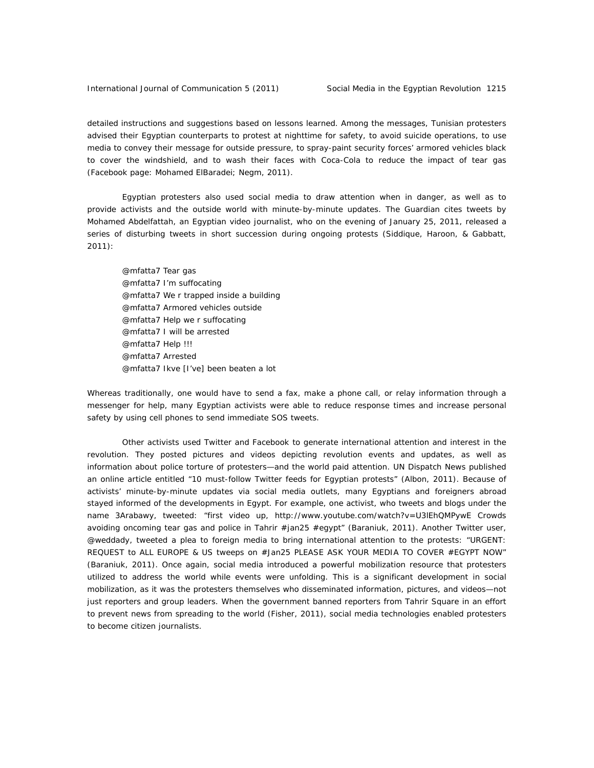detailed instructions and suggestions based on lessons learned. Among the messages, Tunisian protesters advised their Egyptian counterparts to protest at nighttime for safety, to avoid suicide operations, to use media to convey their message for outside pressure, to spray-paint security forces' armored vehicles black to cover the windshield, and to wash their faces with Coca-Cola to reduce the impact of tear gas (Facebook page: Mohamed ElBaradei; Negm, 2011).

Egyptian protesters also used social media to draw attention when in danger, as well as to provide activists and the outside world with minute-by-minute updates. The Guardian cites tweets by Mohamed Abdelfattah, an Egyptian video journalist, who on the evening of January 25, 2011, released a series of disturbing tweets in short succession during ongoing protests (Siddique, Haroon, & Gabbatt, 2011):

> @mfatta7 Tear gas
> @mfatta7 I'm suffocating
> @mfatta7 We r trapped inside a building
> @mfatta7 Armored vehicles outside
> @mfatta7 Help we r suffocating
> @mfatta7 I will be arrested
> @mfatta7 Help !!!
> @mfatta7 Arrested
> @mfatta7 Ikve [I've] been beaten a lot

Whereas traditionally, one would have to send a fax, make a phone call, or relay information through a messenger for help, many Egyptian activists were able to reduce response times and increase personal safety by using cell phones to send immediate SOS tweets.

Other activists used Twitter and Facebook to generate international attention and interest in the revolution. They posted pictures and videos depicting revolution events and updates, as well as information about police torture of protesters—and the world paid attention. UN Dispatch News published an online article entitled "10 must-follow Twitter feeds for Egyptian protests" (Albon, 2011). Because of activists' minute-by-minute updates via social media outlets, many Egyptians and foreigners abroad stayed informed of the developments in Egypt. For example, one activist, who tweets and blogs under the name 3Arabawy, tweeted: "first video up, http://www.youtube.com/watch?v=U3lEhQMPywE Crowds avoiding oncoming tear gas and police in Tahrir #jan25 #egypt" (Baraniuk, 2011). Another Twitter user, @weddady, tweeted a plea to foreign media to bring international attention to the protests: "URGENT: REQUEST to ALL EUROPE & US tweeps on #Jan25 PLEASE ASK YOUR MEDIA TO COVER #EGYPT NOW" (Baraniuk, 2011). Once again, social media introduced a powerful mobilization resource that protesters utilized to address the world while events were unfolding. This is a significant development in social mobilization, as it was the protesters themselves who disseminated information, pictures, and videos—not just reporters and group leaders. When the government banned reporters from Tahrir Square in an effort to prevent news from spreading to the world (Fisher, 2011), social media technologies enabled protesters to become citizen journalists.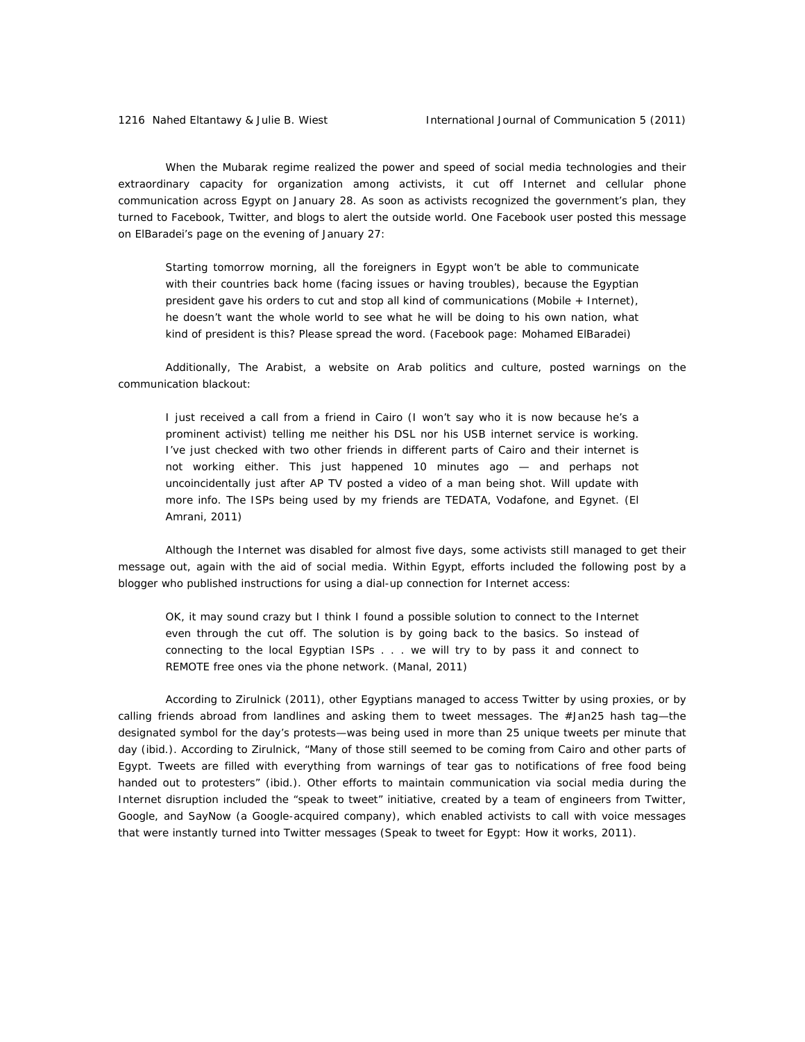When the Mubarak regime realized the power and speed of social media technologies and their extraordinary capacity for organization among activists, it cut off Internet and cellular phone communication across Egypt on January 28. As soon as activists recognized the government's plan, they turned to Facebook, Twitter, and blogs to alert the outside world. One Facebook user posted this message on ElBaradei's page on the evening of January 27:

> Starting tomorrow morning, all the foreigners in Egypt won't be able to communicate with their countries back home (facing issues or having troubles), because the Egyptian president gave his orders to cut and stop all kind of communications (Mobile + Internet), he doesn't want the whole world to see what he will be doing to his own nation, what kind of president is this? Please spread the word. (Facebook page: Mohamed ElBaradei)

Additionally, The Arabist, a website on Arab politics and culture, posted warnings on the communication blackout:

> I just received a call from a friend in Cairo (I won't say who it is now because he's a prominent activist) telling me neither his DSL nor his USB internet service is working. I've just checked with two other friends in different parts of Cairo and their internet is not working either. This just happened 10 minutes ago — and perhaps not uncoincidentally just after AP TV posted a video of a man being shot. Will update with more info. The ISPs being used by my friends are TEDATA, Vodafone, and Egynet. (El Amrani, 2011)

Although the Internet was disabled for almost five days, some activists still managed to get their message out, again with the aid of social media. Within Egypt, efforts included the following post by a blogger who published instructions for using a dial-up connection for Internet access:

> OK, it may sound crazy but I think I found a possible solution to connect to the Internet even through the cut off. The solution is by going back to the basics. So instead of connecting to the local Egyptian ISPs . . . we will try to by pass it and connect to REMOTE free ones via the phone network. (Manal, 2011)

According to Zirulnick (2011), other Egyptians managed to access Twitter by using proxies, or by calling friends abroad from landlines and asking them to tweet messages. The #Jan25 hash tag—the designated symbol for the day's protests—was being used in more than 25 unique tweets per minute that day (ibid.). According to Zirulnick, "Many of those still seemed to be coming from Cairo and other parts of Egypt. Tweets are filled with everything from warnings of tear gas to notifications of free food being handed out to protesters" (ibid.). Other efforts to maintain communication via social media during the Internet disruption included the "speak to tweet" initiative, created by a team of engineers from Twitter, Google, and SayNow (a Google-acquired company), which enabled activists to call with voice messages that were instantly turned into Twitter messages (Speak to tweet for Egypt: How it works, 2011).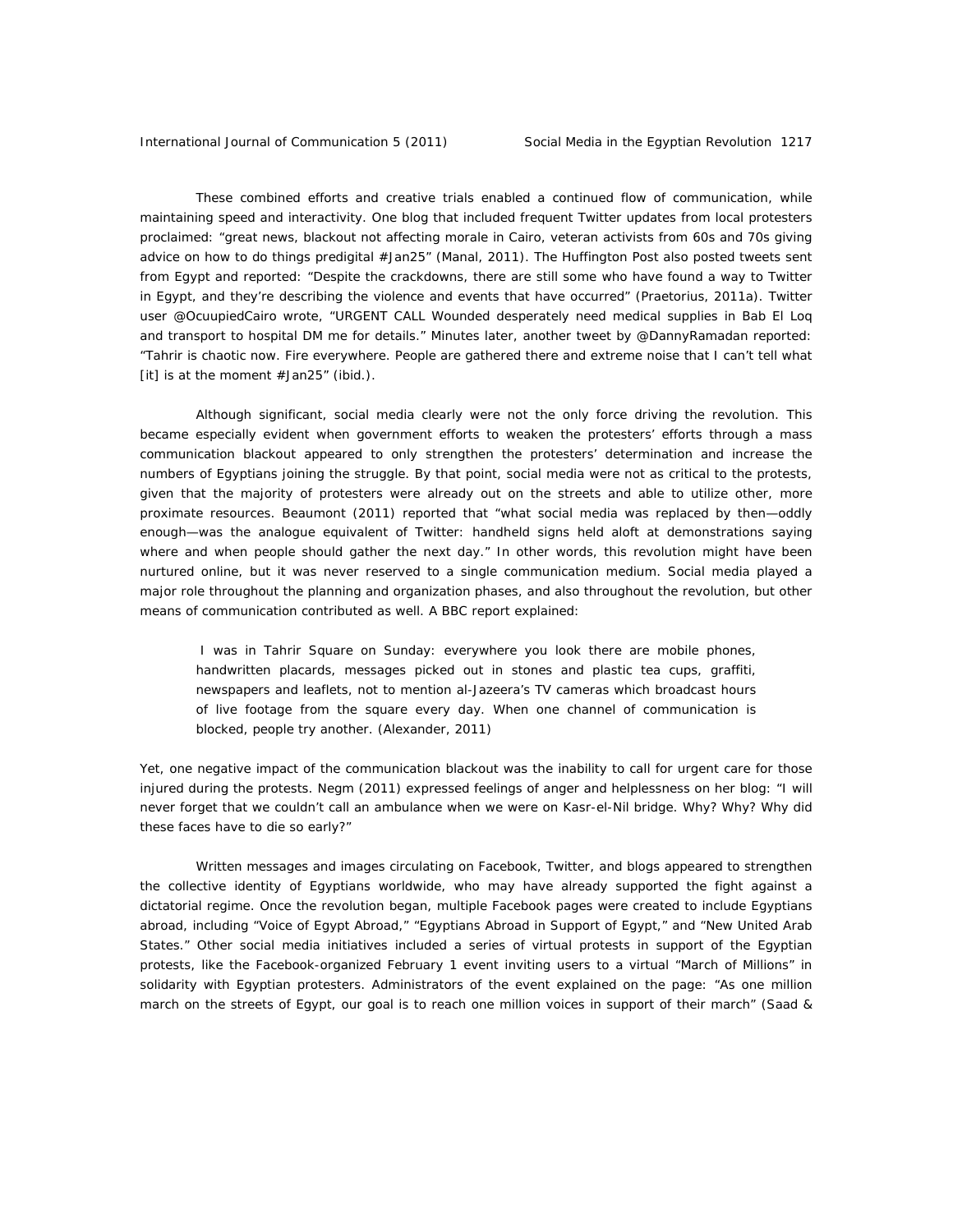These combined efforts and creative trials enabled a continued flow of communication, while maintaining speed and interactivity. One blog that included frequent Twitter updates from local protesters proclaimed: "great news, blackout not affecting morale in Cairo, veteran activists from 60s and 70s giving advice on how to do things predigital #Jan25" (Manal, 2011). The Huffington Post also posted tweets sent from Egypt and reported: "Despite the crackdowns, there are still some who have found a way to Twitter in Egypt, and they're describing the violence and events that have occurred" (Praetorius, 2011a). Twitter user @OcuupiedCairo wrote, "URGENT CALL Wounded desperately need medical supplies in Bab El Loq and transport to hospital DM me for details." Minutes later, another tweet by @DannyRamadan reported: "Tahrir is chaotic now. Fire everywhere. People are gathered there and extreme noise that I can't tell what [it] is at the moment #Jan25" (ibid.).

Although significant, social media clearly were not the only force driving the revolution. This became especially evident when government efforts to weaken the protesters' efforts through a mass communication blackout appeared to only strengthen the protesters' determination and increase the numbers of Egyptians joining the struggle. By that point, social media were not as critical to the protests, given that the majority of protesters were already out on the streets and able to utilize other, more proximate resources. Beaumont (2011) reported that "what social media was replaced by then—oddly enough—was the analogue equivalent of Twitter: handheld signs held aloft at demonstrations saying where and when people should gather the next day." In other words, this revolution might have been nurtured online, but it was never reserved to a single communication medium. Social media played a major role throughout the planning and organization phases, and also throughout the revolution, but other means of communication contributed as well. A BBC report explained:

> I was in Tahrir Square on Sunday: everywhere you look there are mobile phones, handwritten placards, messages picked out in stones and plastic tea cups, graffiti, newspapers and leaflets, not to mention al-Jazeera's TV cameras which broadcast hours of live footage from the square every day. When one channel of communication is blocked, people try another. (Alexander, 2011)

Yet, one negative impact of the communication blackout was the inability to call for urgent care for those injured during the protests. Negm (2011) expressed feelings of anger and helplessness on her blog: "I will never forget that we couldn't call an ambulance when we were on Kasr-el-Nil bridge. Why? Why? Why did these faces have to die so early?"

Written messages and images circulating on Facebook, Twitter, and blogs appeared to strengthen the collective identity of Egyptians worldwide, who may have already supported the fight against a dictatorial regime. Once the revolution began, multiple Facebook pages were created to include Egyptians abroad, including "Voice of Egypt Abroad," "Egyptians Abroad in Support of Egypt," and "New United Arab States." Other social media initiatives included a series of virtual protests in support of the Egyptian protests, like the Facebook-organized February 1 event inviting users to a virtual "March of Millions" in solidarity with Egyptian protesters. Administrators of the event explained on the page: "As one million march on the streets of Egypt, our goal is to reach one million voices in support of their march" (Saad &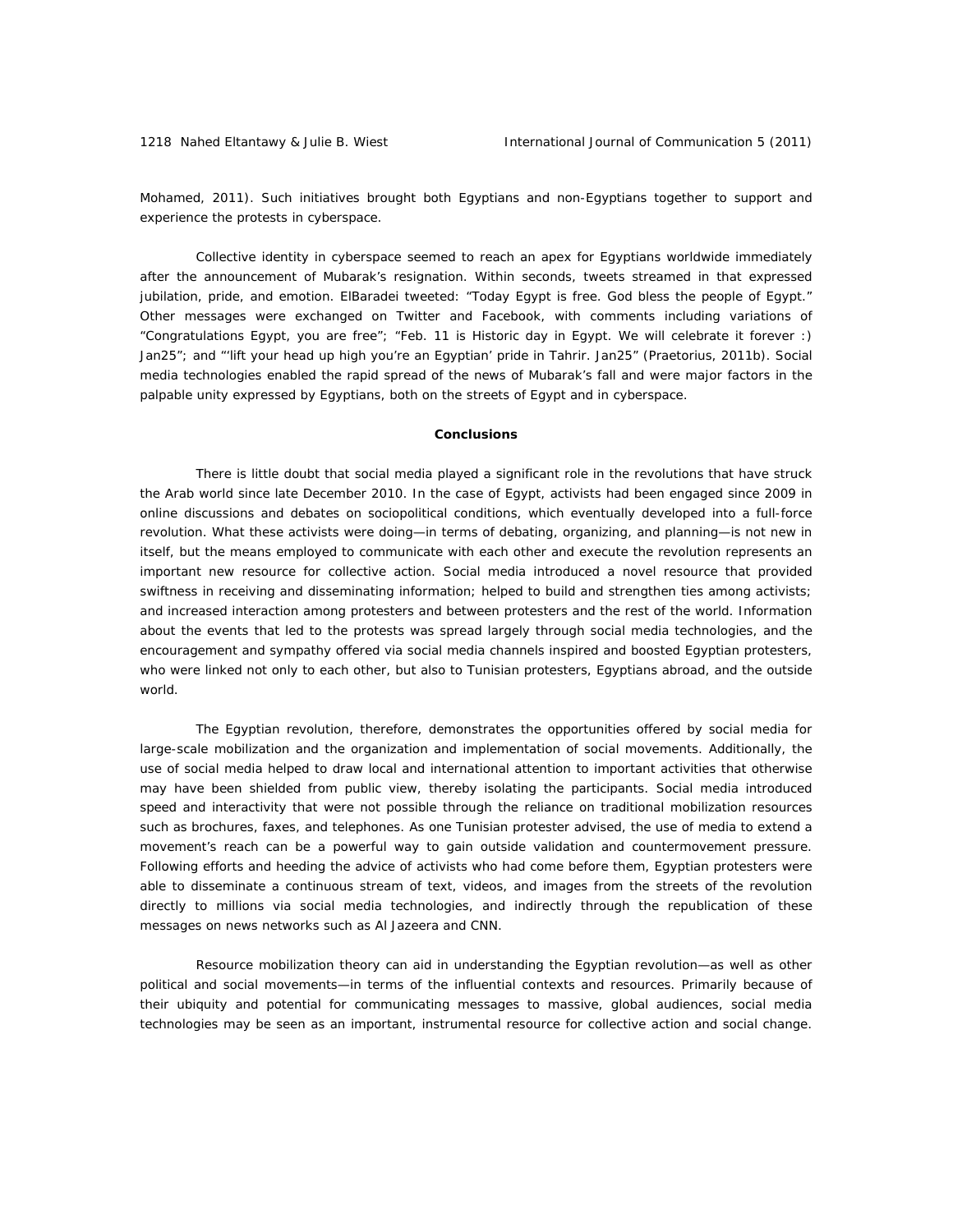Mohamed, 2011). Such initiatives brought both Egyptians and non-Egyptians together to support and experience the protests in cyberspace.

Collective identity in cyberspace seemed to reach an apex for Egyptians worldwide immediately after the announcement of Mubarak's resignation. Within seconds, tweets streamed in that expressed jubilation, pride, and emotion. ElBaradei tweeted: "Today Egypt is free. God bless the people of Egypt." Other messages were exchanged on Twitter and Facebook, with comments including variations of "Congratulations Egypt, you are free"; "Feb. 11 is Historic day in Egypt. We will celebrate it forever :) Jan25"; and "'lift your head up high you're an Egyptian' pride in Tahrir. Jan25" (Praetorius, 2011b). Social media technologies enabled the rapid spread of the news of Mubarak's fall and were major factors in the palpable unity expressed by Egyptians, both on the streets of Egypt and in cyberspace.

## Conclusions

There is little doubt that social media played a significant role in the revolutions that have struck the Arab world since late December 2010. In the case of Egypt, activists had been engaged since 2009 in online discussions and debates on sociopolitical conditions, which eventually developed into a full-force revolution. What these activists were doing—in terms of debating, organizing, and planning—is not new in itself, but the means employed to communicate with each other and execute the revolution represents an important new resource for collective action. Social media introduced a novel resource that provided swiftness in receiving and disseminating information; helped to build and strengthen ties among activists; and increased interaction among protesters and between protesters and the rest of the world. Information about the events that led to the protests was spread largely through social media technologies, and the encouragement and sympathy offered via social media channels inspired and boosted Egyptian protesters, who were linked not only to each other, but also to Tunisian protesters, Egyptians abroad, and the outside world.

The Egyptian revolution, therefore, demonstrates the opportunities offered by social media for large-scale mobilization and the organization and implementation of social movements. Additionally, the use of social media helped to draw local and international attention to important activities that otherwise may have been shielded from public view, thereby isolating the participants. Social media introduced speed and interactivity that were not possible through the reliance on traditional mobilization resources such as brochures, faxes, and telephones. As one Tunisian protester advised, the use of media to extend a movement's reach can be a powerful way to gain outside validation and countermovement pressure. Following efforts and heeding the advice of activists who had come before them, Egyptian protesters were able to disseminate a continuous stream of text, videos, and images from the streets of the revolution directly to millions via social media technologies, and indirectly through the republication of these messages on news networks such as Al Jazeera and CNN.

Resource mobilization theory can aid in understanding the Egyptian revolution—as well as other political and social movements—in terms of the influential contexts and resources. Primarily because of their ubiquity and potential for communicating messages to massive, global audiences, social media technologies may be seen as an important, instrumental resource for collective action and social change.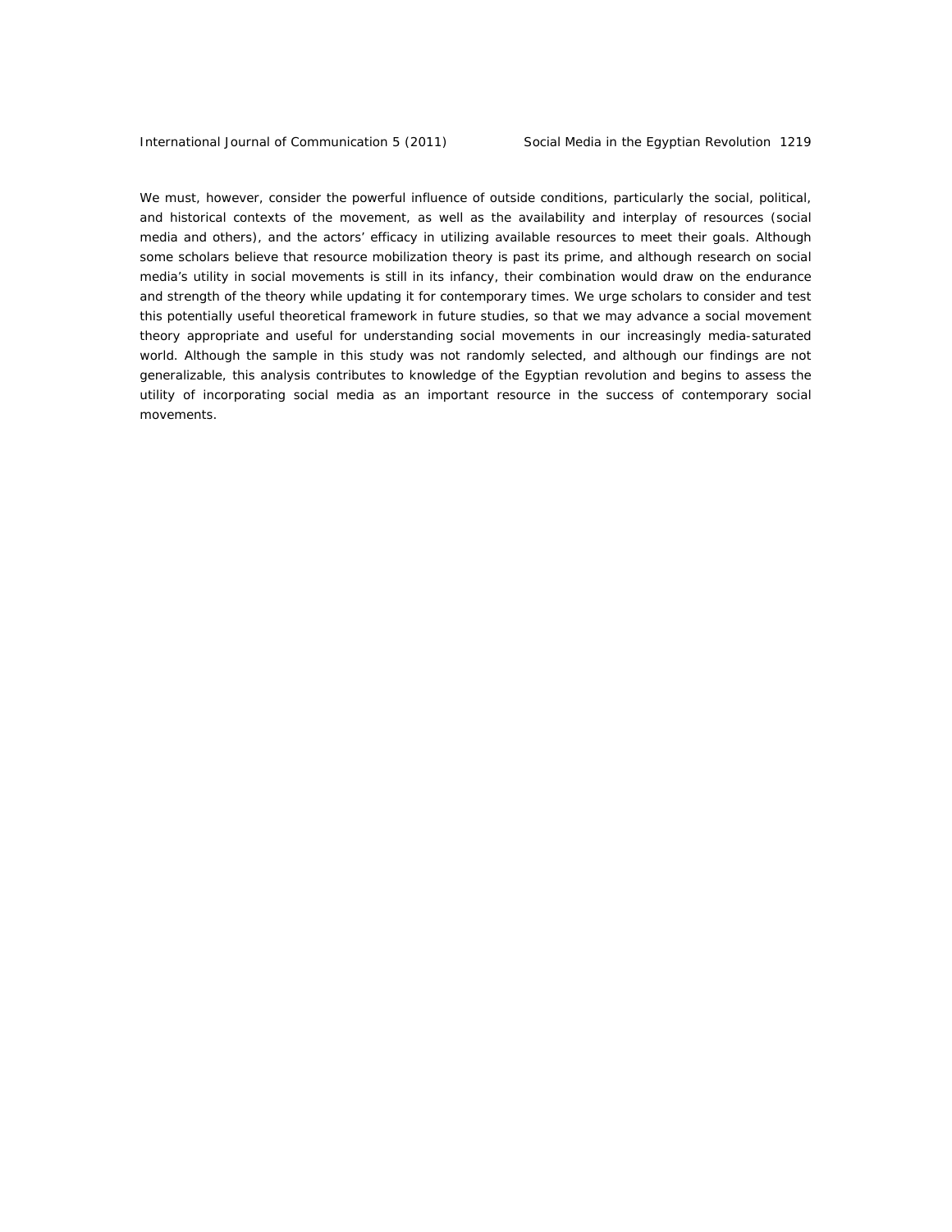We must, however, consider the powerful influence of outside conditions, particularly the social, political, and historical contexts of the movement, as well as the availability and interplay of resources (social media and others), and the actors' efficacy in utilizing available resources to meet their goals. Although some scholars believe that resource mobilization theory is past its prime, and although research on social media's utility in social movements is still in its infancy, their combination would draw on the endurance and strength of the theory while updating it for contemporary times. We urge scholars to consider and test this potentially useful theoretical framework in future studies, so that we may advance a social movement theory appropriate and useful for understanding social movements in our increasingly media-saturated world. Although the sample in this study was not randomly selected, and although our findings are not generalizable, this analysis contributes to knowledge of the Egyptian revolution and begins to assess the utility of incorporating social media as an important resource in the success of contemporary social movements.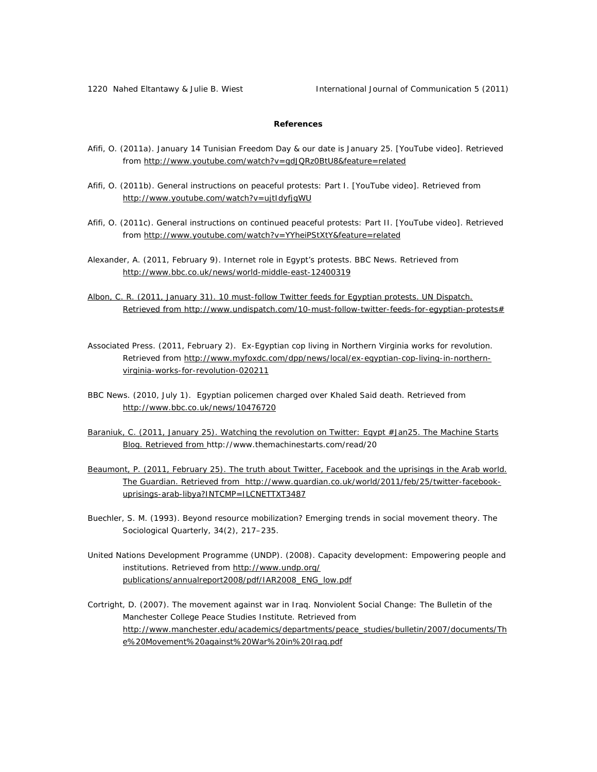**References**

Afifi, O. (2011a). January 14 Tunisian Freedom Day & our date is January 25. [YouTube video]. Retrieved from http://www.youtube.com/watch?v=gdJQRz0BtU8&feature=related

Afifi, O. (2011b). General instructions on peaceful protests: Part I. [YouTube video]. Retrieved from http://www.youtube.com/watch?v=ujtIdyfjgWU

Afifi, O. (2011c). General instructions on continued peaceful protests: Part II. [YouTube video]. Retrieved from http://www.youtube.com/watch?v=YYheiPStXtY&feature=related

Alexander, A. (2011, February 9). Internet role in Egypt's protests. BBC News. Retrieved from http://www.bbc.co.uk/news/world-middle-east-12400319

Albon, C. R. (2011, January 31). 10 must-follow Twitter feeds for Egyptian protests. UN Dispatch. Retrieved from http://www.undispatch.com/10-must-follow-twitter-feeds-for-egyptian-protests#

Associated Press. (2011, February 2). Ex-Egyptian cop living in Northern Virginia works for revolution. Retrieved from http://www.myfoxdc.com/dpp/news/local/ex-egyptian-cop-living-in-northern-virginia-works-for-revolution-020211

BBC News. (2010, July 1). Egyptian policemen charged over Khaled Said death. Retrieved from http://www.bbc.co.uk/news/10476720

Baraniuk, C. (2011, January 25). Watching the revolution on Twitter: Egypt #Jan25. The Machine Starts Blog. Retrieved from http://www.themachinestarts.com/read/20

Beaumont, P. (2011, February 25). The truth about Twitter, Facebook and the uprisings in the Arab world. The Guardian. Retrieved from http://www.guardian.co.uk/world/2011/feb/25/twitter-facebook-uprisings-arab-libya?INTCMP=ILCNETTXT3487

Buechler, S. M. (1993). Beyond resource mobilization? Emerging trends in social movement theory. The Sociological Quarterly, 34(2), 217–235.

United Nations Development Programme (UNDP). (2008). Capacity development: Empowering people and institutions. Retrieved from http://www.undp.org/publications/annualreport2008/pdf/IAR2008_ENG_low.pdf

Cortright, D. (2007). The movement against war in Iraq. Nonviolent Social Change: The Bulletin of the Manchester College Peace Studies Institute. Retrieved from http://www.manchester.edu/academics/departments/peace_studies/bulletin/2007/documents/The%20Movement%20against%20War%20in%20Iraq.pdf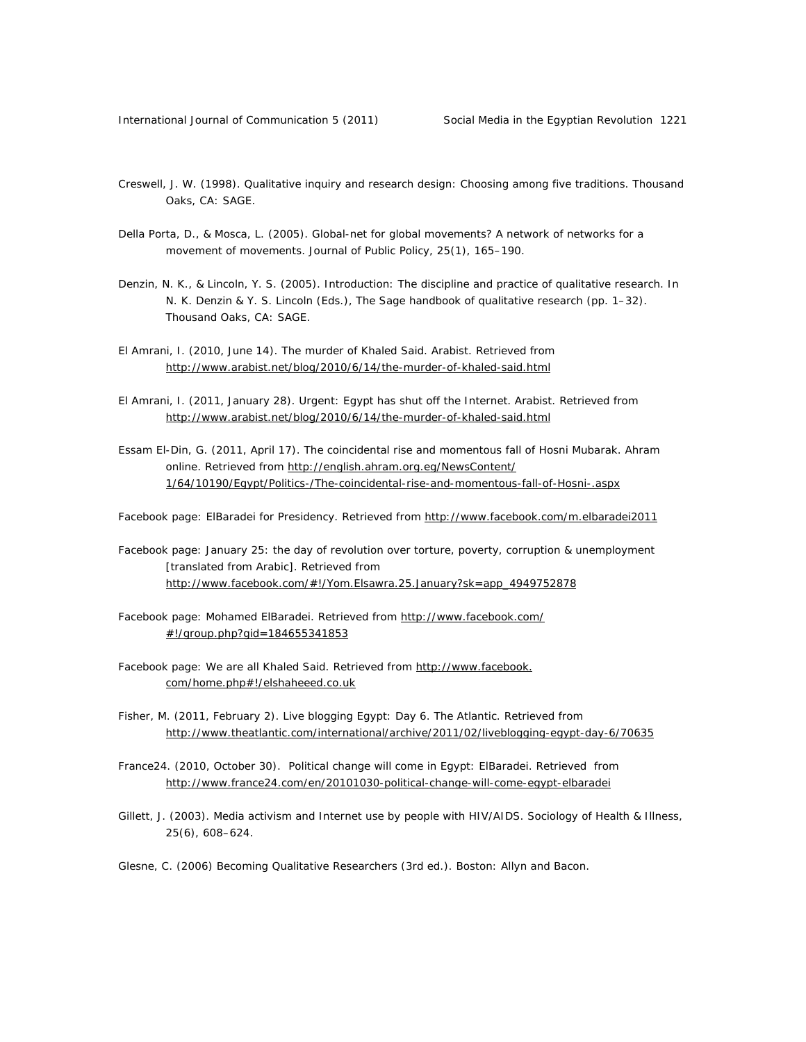Creswell, J. W. (1998). Qualitative inquiry and research design: Choosing among five traditions. Thousand Oaks, CA: SAGE.

Della Porta, D., & Mosca, L. (2005). Global-net for global movements? A network of networks for a movement of movements. Journal of Public Policy, 25(1), 165–190.

Denzin, N. K., & Lincoln, Y. S. (2005). Introduction: The discipline and practice of qualitative research. In N. K. Denzin & Y. S. Lincoln (Eds.), The Sage handbook of qualitative research (pp. 1–32). Thousand Oaks, CA: SAGE.

El Amrani, I. (2010, June 14). The murder of Khaled Said. Arabist. Retrieved from http://www.arabist.net/blog/2010/6/14/the-murder-of-khaled-said.html

El Amrani, I. (2011, January 28). Urgent: Egypt has shut off the Internet. Arabist. Retrieved from http://www.arabist.net/blog/2010/6/14/the-murder-of-khaled-said.html

Essam El-Din, G. (2011, April 17). The coincidental rise and momentous fall of Hosni Mubarak. Ahram online. Retrieved from http://english.ahram.org.eg/NewsContent/1/64/10190/Egypt/Politics-/The-coincidental-rise-and-momentous-fall-of-Hosni-.aspx

Facebook page: ElBaradei for Presidency. Retrieved from http://www.facebook.com/m.elbaradei2011

Facebook page: January 25: the day of revolution over torture, poverty, corruption & unemployment [translated from Arabic]. Retrieved from http://www.facebook.com/#!/Yom.Elsawra.25.January?sk=app_4949752878

Facebook page: Mohamed ElBaradei. Retrieved from http://www.facebook.com/#!/group.php?gid=184655341853

Facebook page: We are all Khaled Said. Retrieved from http://www.facebook.com/home.php#!/elshaheeed.co.uk

Fisher, M. (2011, February 2). Live blogging Egypt: Day 6. The Atlantic. Retrieved from http://www.theatlantic.com/international/archive/2011/02/liveblogging-egypt-day-6/70635

France24. (2010, October 30). Political change will come in Egypt: ElBaradei. Retrieved from http://www.france24.com/en/20101030-political-change-will-come-egypt-elbaradei

Gillett, J. (2003). Media activism and Internet use by people with HIV/AIDS. Sociology of Health & Illness, 25(6), 608–624.

Glesne, C. (2006) Becoming Qualitative Researchers (3rd ed.). Boston: Allyn and Bacon.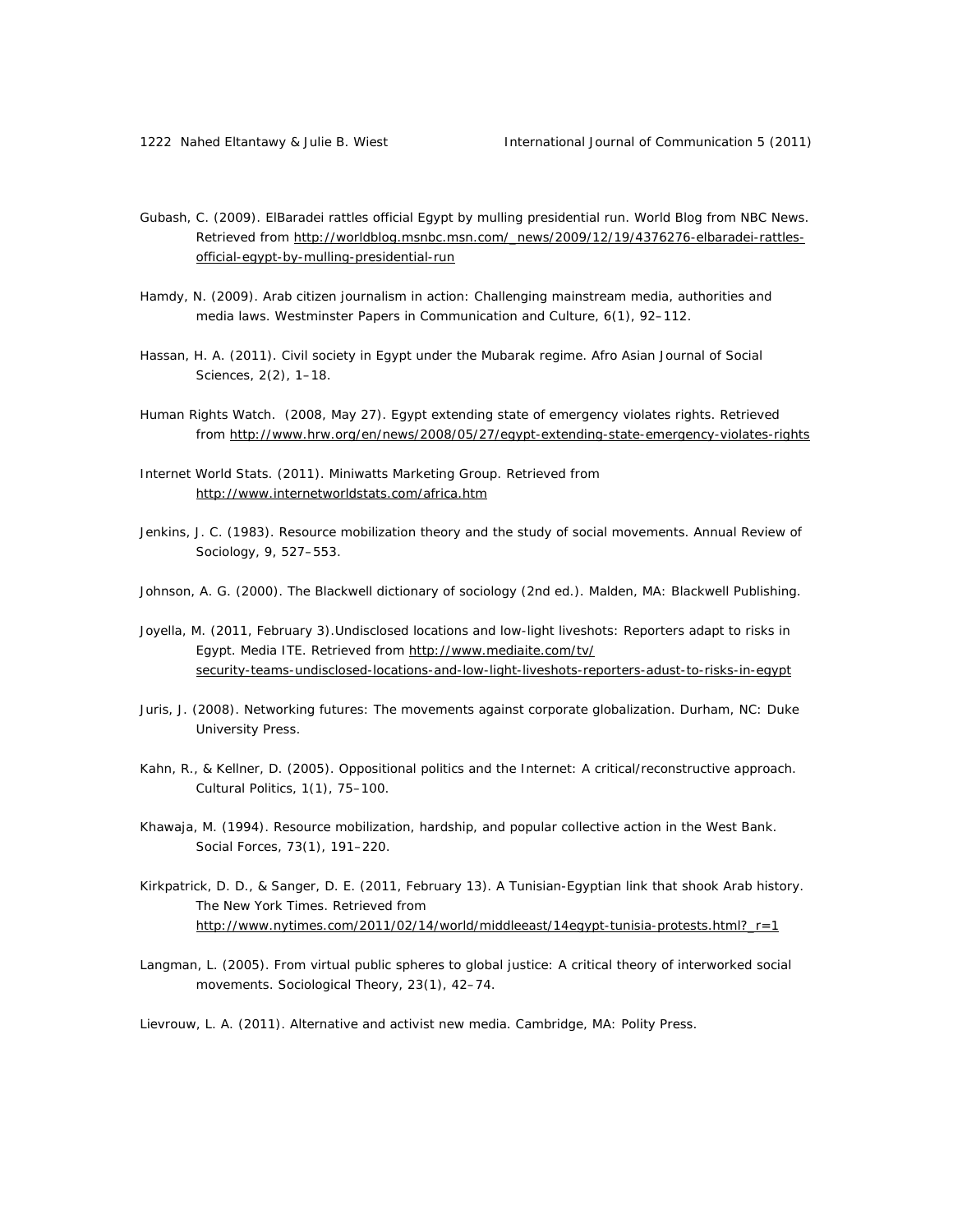Gubash, C. (2009). ElBaradei rattles official Egypt by mulling presidential run. World Blog from NBC News. Retrieved from http://worldblog.msnbc.msn.com/_news/2009/12/19/4376276-elbaradei-rattles-official-egypt-by-mulling-presidential-run

Hamdy, N. (2009). Arab citizen journalism in action: Challenging mainstream media, authorities and media laws. Westminster Papers in Communication and Culture, 6(1), 92–112.

Hassan, H. A. (2011). Civil society in Egypt under the Mubarak regime. Afro Asian Journal of Social Sciences, 2(2), 1–18.

Human Rights Watch. (2008, May 27). Egypt extending state of emergency violates rights. Retrieved from http://www.hrw.org/en/news/2008/05/27/egypt-extending-state-emergency-violates-rights

Internet World Stats. (2011). Miniwatts Marketing Group. Retrieved from http://www.internetworldstats.com/africa.htm

Jenkins, J. C. (1983). Resource mobilization theory and the study of social movements. Annual Review of Sociology, 9, 527–553.

Johnson, A. G. (2000). The Blackwell dictionary of sociology (2nd ed.). Malden, MA: Blackwell Publishing.

Joyella, M. (2011, February 3).Undisclosed locations and low-light liveshots: Reporters adapt to risks in Egypt. Media ITE. Retrieved from http://www.mediaite.com/tv/security-teams-undisclosed-locations-and-low-light-liveshots-reporters-adust-to-risks-in-egypt

Juris, J. (2008). Networking futures: The movements against corporate globalization. Durham, NC: Duke University Press.

Kahn, R., & Kellner, D. (2005). Oppositional politics and the Internet: A critical/reconstructive approach. Cultural Politics, 1(1), 75–100.

Khawaja, M. (1994). Resource mobilization, hardship, and popular collective action in the West Bank. Social Forces, 73(1), 191–220.

Kirkpatrick, D. D., & Sanger, D. E. (2011, February 13). A Tunisian-Egyptian link that shook Arab history. The New York Times. Retrieved from http://www.nytimes.com/2011/02/14/world/middleeast/14egypt-tunisia-protests.html?_r=1

Langman, L. (2005). From virtual public spheres to global justice: A critical theory of interworked social movements. Sociological Theory, 23(1), 42–74.

Lievrouw, L. A. (2011). Alternative and activist new media. Cambridge, MA: Polity Press.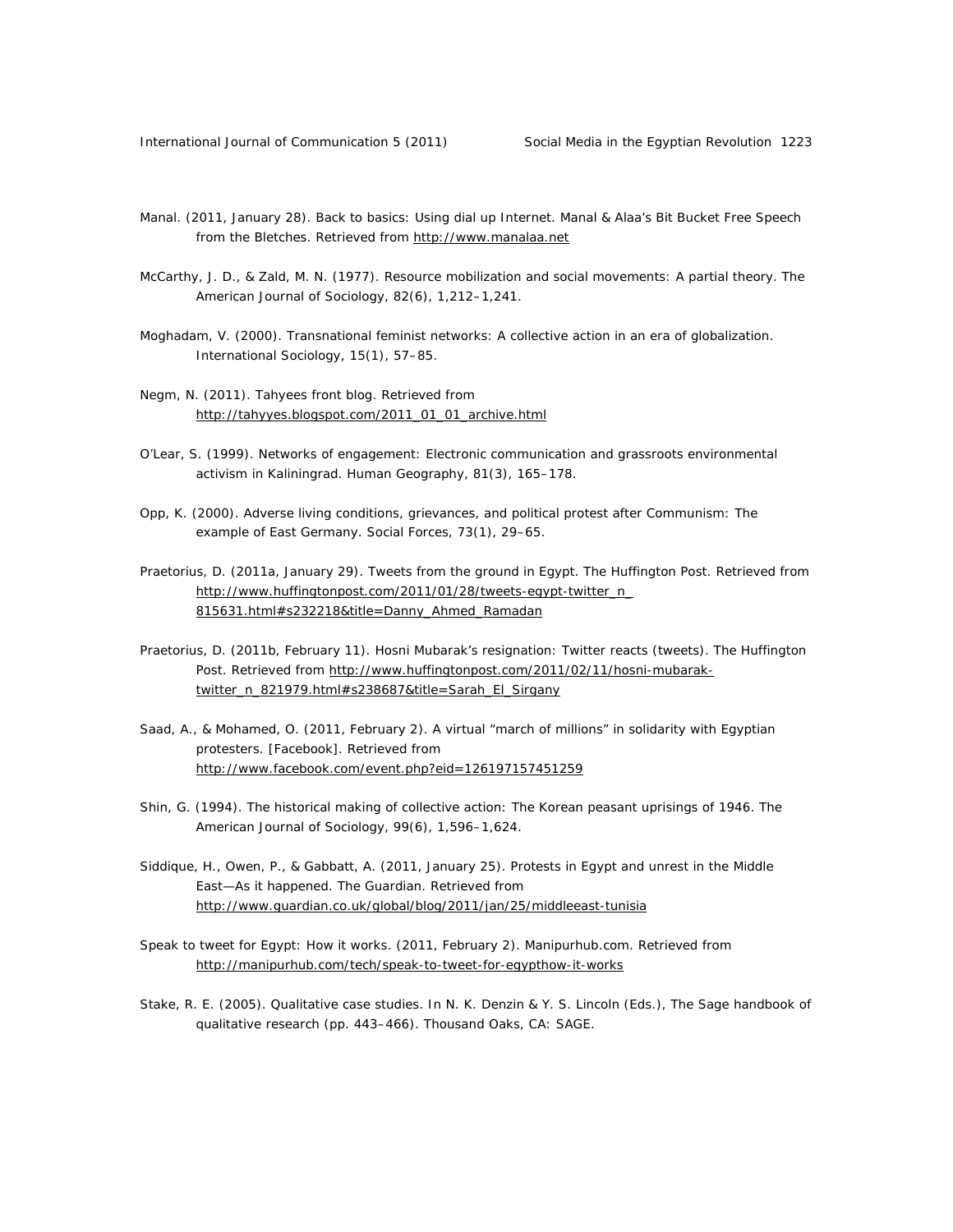Manal. (2011, January 28). Back to basics: Using dial up Internet. Manal & Alaa's Bit Bucket Free Speech from the Bletches. Retrieved from http://www.manalaa.net

McCarthy, J. D., & Zald, M. N. (1977). Resource mobilization and social movements: A partial theory. The American Journal of Sociology, 82(6), 1,212–1,241.

Moghadam, V. (2000). Transnational feminist networks: A collective action in an era of globalization. International Sociology, 15(1), 57–85.

Negm, N. (2011). Tahyees front blog. Retrieved from http://tahyyes.blogspot.com/2011_01_01_archive.html

O'Lear, S. (1999). Networks of engagement: Electronic communication and grassroots environmental activism in Kaliningrad. Human Geography, 81(3), 165–178.

Opp, K. (2000). Adverse living conditions, grievances, and political protest after Communism: The example of East Germany. Social Forces, 73(1), 29–65.

Praetorius, D. (2011a, January 29). Tweets from the ground in Egypt. The Huffington Post. Retrieved from http://www.huffingtonpost.com/2011/01/28/tweets-egypt-twitter_n_815631.html#s232218&title=Danny_Ahmed_Ramadan

Praetorius, D. (2011b, February 11). Hosni Mubarak's resignation: Twitter reacts (tweets). The Huffington Post. Retrieved from http://www.huffingtonpost.com/2011/02/11/hosni-mubarak-twitter_n_821979.html#s238687&title=Sarah_El_Sirgany

Saad, A., & Mohamed, O. (2011, February 2). A virtual "march of millions" in solidarity with Egyptian protesters. [Facebook]. Retrieved from http://www.facebook.com/event.php?eid=126197157451259

Shin, G. (1994). The historical making of collective action: The Korean peasant uprisings of 1946. The American Journal of Sociology, 99(6), 1,596–1,624.

Siddique, H., Owen, P., & Gabbatt, A. (2011, January 25). Protests in Egypt and unrest in the Middle East—As it happened. The Guardian. Retrieved from http://www.guardian.co.uk/global/blog/2011/jan/25/middleeast-tunisia

Speak to tweet for Egypt: How it works. (2011, February 2). Manipurhub.com. Retrieved from http://manipurhub.com/tech/speak-to-tweet-for-egypthow-it-works

Stake, R. E. (2005). Qualitative case studies. In N. K. Denzin & Y. S. Lincoln (Eds.), The Sage handbook of qualitative research (pp. 443–466). Thousand Oaks, CA: SAGE.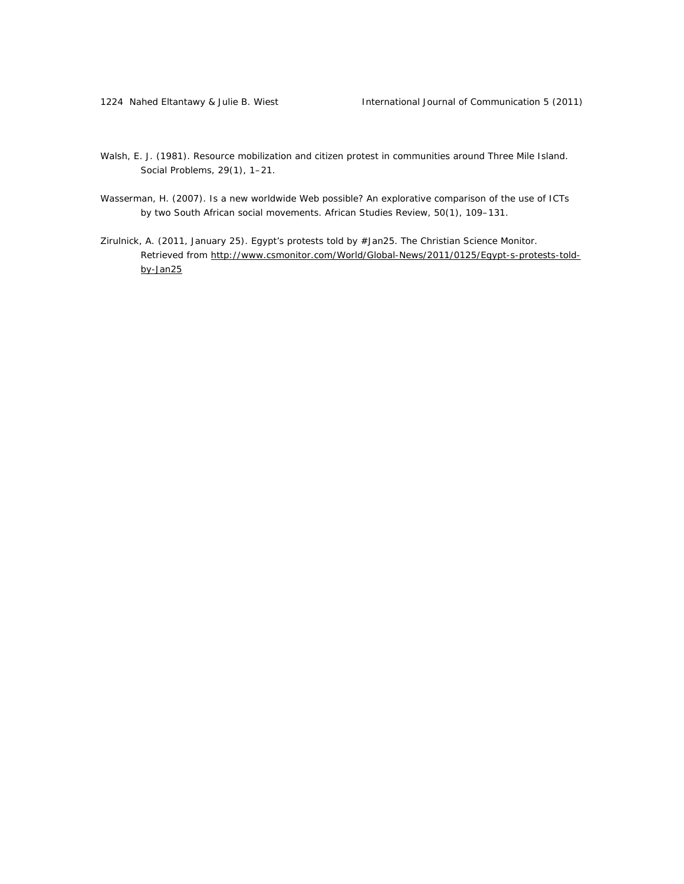Walsh, E. J. (1981). Resource mobilization and citizen protest in communities around Three Mile Island. Social Problems, 29(1), 1–21.

Wasserman, H. (2007). Is a new worldwide Web possible? An explorative comparison of the use of ICTs by two South African social movements. African Studies Review, 50(1), 109–131.

Zirulnick, A. (2011, January 25). Egypt's protests told by #Jan25. The Christian Science Monitor. Retrieved from http://www.csmonitor.com/World/Global-News/2011/0125/Egypt-s-protests-told-by-Jan25